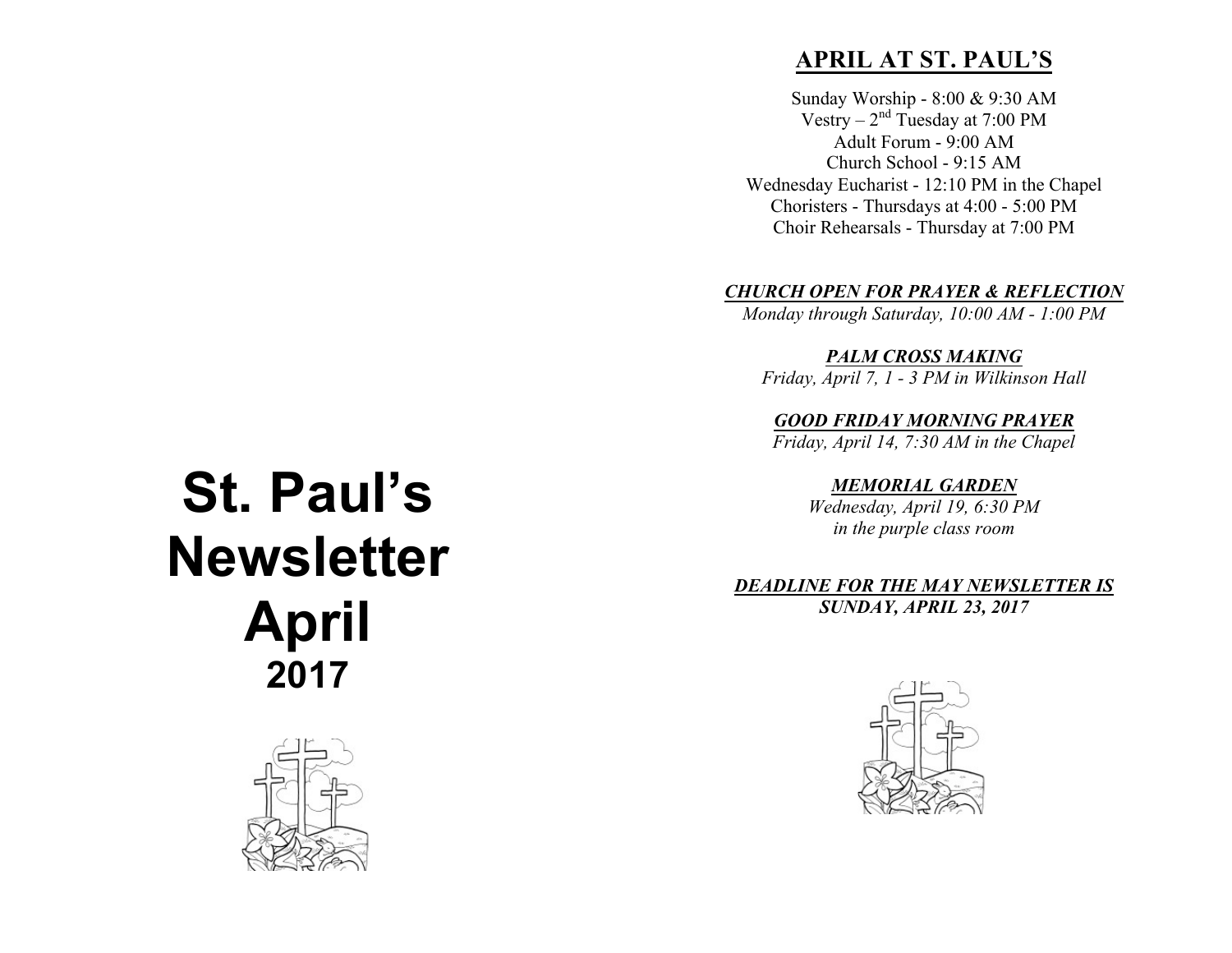# St. Paul's Newsletter April 2017

## APRIL AT ST. PAUL'S

Sunday Worship - 8:00 & 9:30 AM
Vestry – 2nd Tuesday at 7:00 PM
Adult Forum - 9:00 AM
Church School - 9:15 AM
Wednesday Eucharist - 12:10 PM in the Chapel
Choristers - Thursdays at 4:00 - 5:00 PM
Choir Rehearsals - Thursday at 7:00 PM

***CHURCH OPEN FOR PRAYER & REFLECTION***
*Monday through Saturday, 10:00 AM - 1:00 PM*

***PALM CROSS MAKING***
*Friday, April 7, 1 - 3 PM in Wilkinson Hall*

***GOOD FRIDAY MORNING PRAYER***
*Friday, April 14, 7:30 AM in the Chapel*

***MEMORIAL GARDEN***
*Wednesday, April 19, 6:30 PM in the purple class room*

***DEADLINE FOR THE MAY NEWSLETTER IS SUNDAY, APRIL 23, 2017***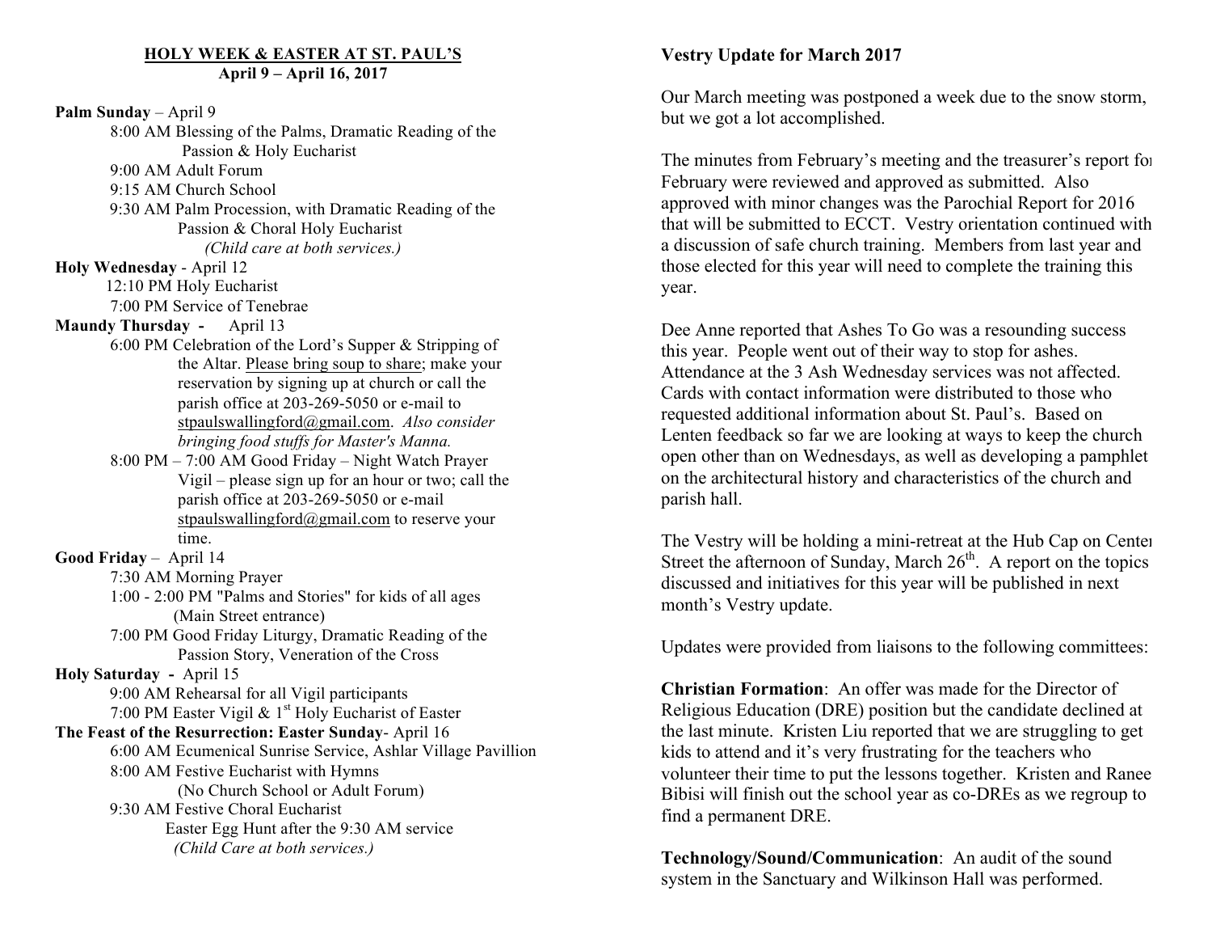## HOLY WEEK & EASTER AT ST. PAUL'S

**April 9 – April 16, 2017**

**Palm Sunday** – April 9

- 8:00 AM Blessing of the Palms, Dramatic Reading of the Passion & Holy Eucharist
- 9:00 AM Adult Forum
- 9:15 AM Church School
- 9:30 AM Palm Procession, with Dramatic Reading of the Passion & Choral Holy Eucharist
  *(Child care at both services.)*

**Holy Wednesday** - April 12

- 12:10 PM Holy Eucharist
- 7:00 PM Service of Tenebrae

**Maundy Thursday** - April 13

- 6:00 PM Celebration of the Lord's Supper & Stripping of the Altar. Please bring soup to share; make your reservation by signing up at church or call the parish office at 203-269-5050 or e-mail to stpaulswallingford@gmail.com. *Also consider bringing food stuffs for Master's Manna.*
- 8:00 PM – 7:00 AM Good Friday – Night Watch Prayer Vigil – please sign up for an hour or two; call the parish office at 203-269-5050 or e-mail stpaulswallingford@gmail.com to reserve your time.

**Good Friday** – April 14

- 7:30 AM Morning Prayer
- 1:00 - 2:00 PM "Palms and Stories" for kids of all ages (Main Street entrance)
- 7:00 PM Good Friday Liturgy, Dramatic Reading of the Passion Story, Veneration of the Cross

**Holy Saturday** - April 15

- 9:00 AM Rehearsal for all Vigil participants
- 7:00 PM Easter Vigil & 1st Holy Eucharist of Easter

**The Feast of the Resurrection: Easter Sunday**- April 16

- 6:00 AM Ecumenical Sunrise Service, Ashlar Village Pavillion
- 8:00 AM Festive Eucharist with Hymns (No Church School or Adult Forum)
- 9:30 AM Festive Choral Eucharist
  Easter Egg Hunt after the 9:30 AM service
  *(Child Care at both services.)*

## Vestry Update for March 2017

Our March meeting was postponed a week due to the snow storm, but we got a lot accomplished.

The minutes from February's meeting and the treasurer's report for February were reviewed and approved as submitted. Also approved with minor changes was the Parochial Report for 2016 that will be submitted to ECCT. Vestry orientation continued with a discussion of safe church training. Members from last year and those elected for this year will need to complete the training this year.

Dee Anne reported that Ashes To Go was a resounding success this year. People went out of their way to stop for ashes. Attendance at the 3 Ash Wednesday services was not affected. Cards with contact information were distributed to those who requested additional information about St. Paul's. Based on Lenten feedback so far we are looking at ways to keep the church open other than on Wednesdays, as well as developing a pamphlet on the architectural history and characteristics of the church and parish hall.

The Vestry will be holding a mini-retreat at the Hub Cap on Center Street the afternoon of Sunday, March 26th. A report on the topics discussed and initiatives for this year will be published in next month's Vestry update.

Updates were provided from liaisons to the following committees:

**Christian Formation**: An offer was made for the Director of Religious Education (DRE) position but the candidate declined at the last minute. Kristen Liu reported that we are struggling to get kids to attend and it's very frustrating for the teachers who volunteer their time to put the lessons together. Kristen and Ranee Bibisi will finish out the school year as co-DREs as we regroup to find a permanent DRE.

**Technology/Sound/Communication**: An audit of the sound system in the Sanctuary and Wilkinson Hall was performed.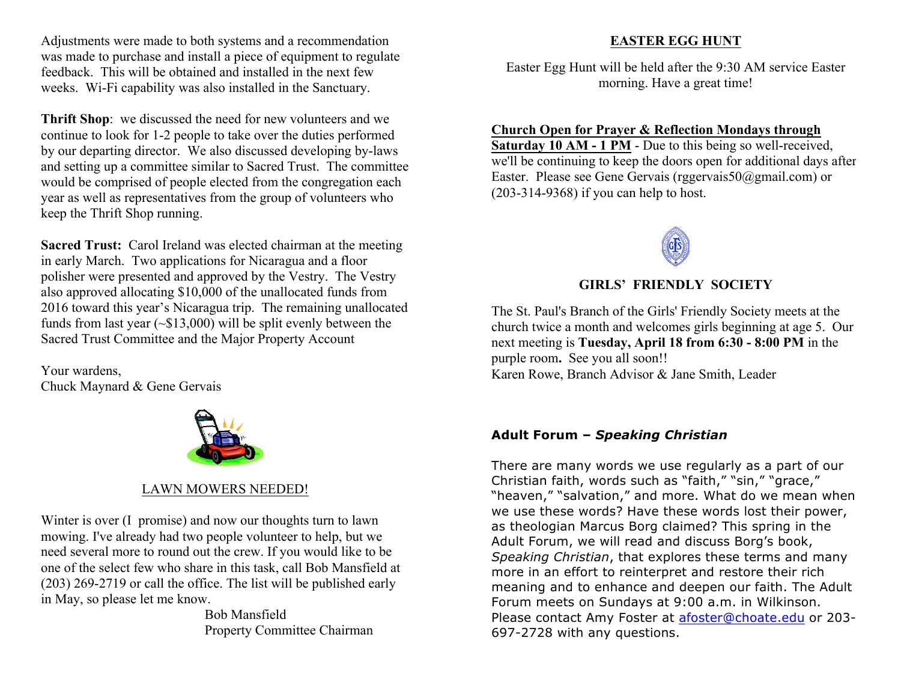Adjustments were made to both systems and a recommendation was made to purchase and install a piece of equipment to regulate feedback. This will be obtained and installed in the next few weeks. Wi-Fi capability was also installed in the Sanctuary.

**Thrift Shop**: we discussed the need for new volunteers and we continue to look for 1-2 people to take over the duties performed by our departing director. We also discussed developing by-laws and setting up a committee similar to Sacred Trust. The committee would be comprised of people elected from the congregation each year as well as representatives from the group of volunteers who keep the Thrift Shop running.

**Sacred Trust:** Carol Ireland was elected chairman at the meeting in early March. Two applications for Nicaragua and a floor polisher were presented and approved by the Vestry. The Vestry also approved allocating $10,000 of the unallocated funds from 2016 toward this year's Nicaragua trip. The remaining unallocated funds from last year (~$13,000) will be split evenly between the Sacred Trust Committee and the Major Property Account

Your wardens,
Chuck Maynard & Gene Gervais

## LAWN MOWERS NEEDED!

Winter is over (I promise) and now our thoughts turn to lawn mowing. I've already had two people volunteer to help, but we need several more to round out the crew. If you would like to be one of the select few who share in this task, call Bob Mansfield at (203) 269-2719 or call the office. The list will be published early in May, so please let me know.

Bob Mansfield
Property Committee Chairman

## EASTER EGG HUNT

Easter Egg Hunt will be held after the 9:30 AM service Easter morning. Have a great time!

**Church Open for Prayer & Reflection Mondays through Saturday 10 AM - 1 PM** - Due to this being so well-received, we'll be continuing to keep the doors open for additional days after Easter. Please see Gene Gervais (rggervais50@gmail.com) or (203-314-9368) if you can help to host.

## GIRLS' FRIENDLY SOCIETY

The St. Paul's Branch of the Girls' Friendly Society meets at the church twice a month and welcomes girls beginning at age 5. Our next meeting is **Tuesday, April 18 from 6:30 - 8:00 PM** in the purple room**.** See you all soon!!
Karen Rowe, Branch Advisor & Jane Smith, Leader

## Adult Forum – *Speaking Christian*

There are many words we use regularly as a part of our Christian faith, words such as "faith," "sin," "grace," "heaven," "salvation," and more. What do we mean when we use these words? Have these words lost their power, as theologian Marcus Borg claimed? This spring in the Adult Forum, we will read and discuss Borg's book, *Speaking Christian*, that explores these terms and many more in an effort to reinterpret and restore their rich meaning and to enhance and deepen our faith. The Adult Forum meets on Sundays at 9:00 a.m. in Wilkinson. Please contact Amy Foster at afoster@choate.edu or 203-697-2728 with any questions.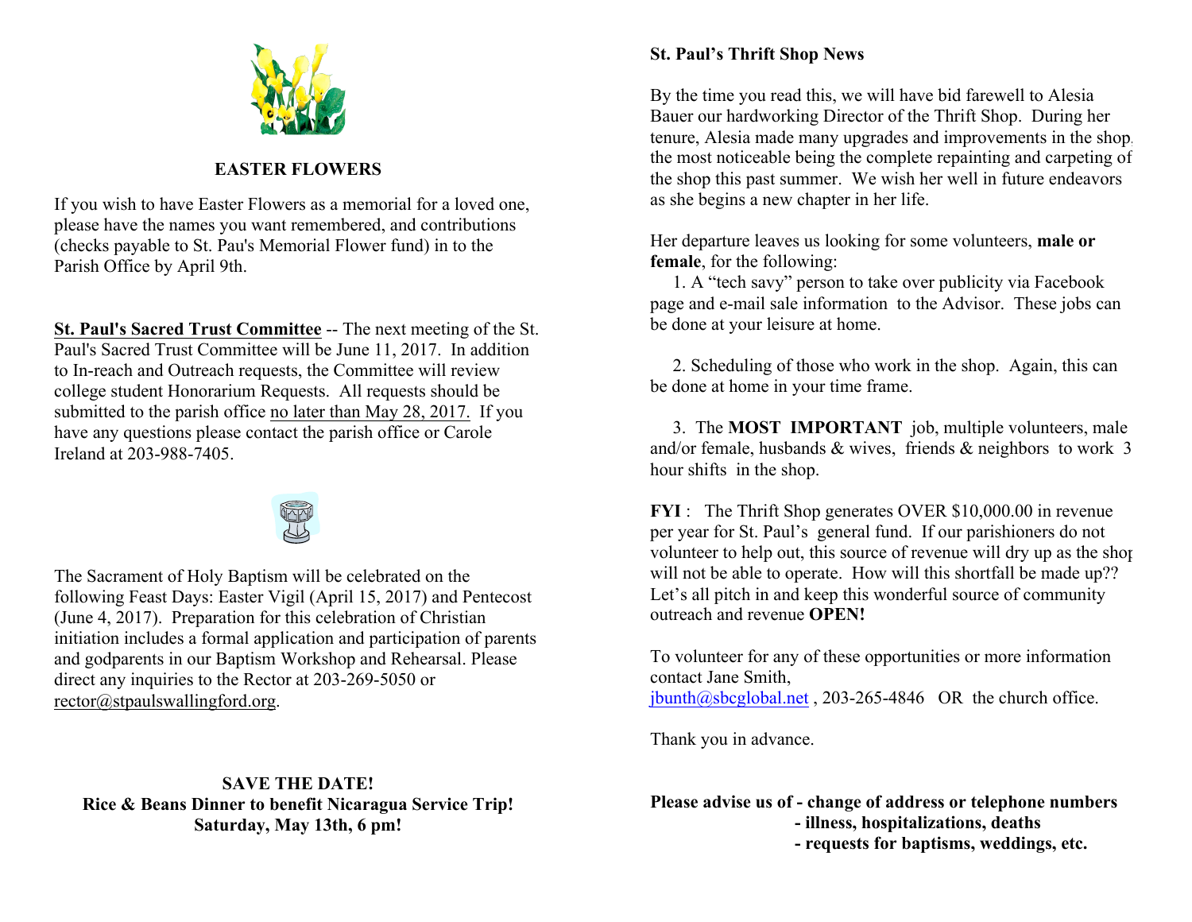## EASTER FLOWERS

If you wish to have Easter Flowers as a memorial for a loved one, please have the names you want remembered, and contributions (checks payable to St. Pau's Memorial Flower fund) in to the Parish Office by April 9th.

**St. Paul's Sacred Trust Committee** -- The next meeting of the St. Paul's Sacred Trust Committee will be June 11, 2017. In addition to In-reach and Outreach requests, the Committee will review college student Honorarium Requests. All requests should be submitted to the parish office no later than May 28, 2017. If you have any questions please contact the parish office or Carole Ireland at 203-988-7405.

The Sacrament of Holy Baptism will be celebrated on the following Feast Days: Easter Vigil (April 15, 2017) and Pentecost (June 4, 2017). Preparation for this celebration of Christian initiation includes a formal application and participation of parents and godparents in our Baptism Workshop and Rehearsal. Please direct any inquiries to the Rector at 203-269-5050 or rector@stpaulswallingford.org.

**SAVE THE DATE!**
**Rice & Beans Dinner to benefit Nicaragua Service Trip!**
**Saturday, May 13th, 6 pm!**

## St. Paul's Thrift Shop News

By the time you read this, we will have bid farewell to Alesia Bauer our hardworking Director of the Thrift Shop. During her tenure, Alesia made many upgrades and improvements in the shop, the most noticeable being the complete repainting and carpeting of the shop this past summer. We wish her well in future endeavors as she begins a new chapter in her life.

Her departure leaves us looking for some volunteers, **male or female**, for the following:

1. A "tech savy" person to take over publicity via Facebook page and e-mail sale information to the Advisor. These jobs can be done at your leisure at home.

2. Scheduling of those who work in the shop. Again, this can be done at home in your time frame.

3. The **MOST IMPORTANT** job, multiple volunteers, male and/or female, husbands & wives, friends & neighbors to work 3 hour shifts in the shop.

**FYI** : The Thrift Shop generates OVER $10,000.00 in revenue per year for St. Paul's general fund. If our parishioners do not volunteer to help out, this source of revenue will dry up as the shop will not be able to operate. How will this shortfall be made up?? Let's all pitch in and keep this wonderful source of community outreach and revenue **OPEN!**

To volunteer for any of these opportunities or more information contact Jane Smith, jbunth@sbcglobal.net , 203-265-4846 OR the church office.

Thank you in advance.

**Please advise us of - change of address or telephone numbers**
**- illness, hospitalizations, deaths**
**- requests for baptisms, weddings, etc.**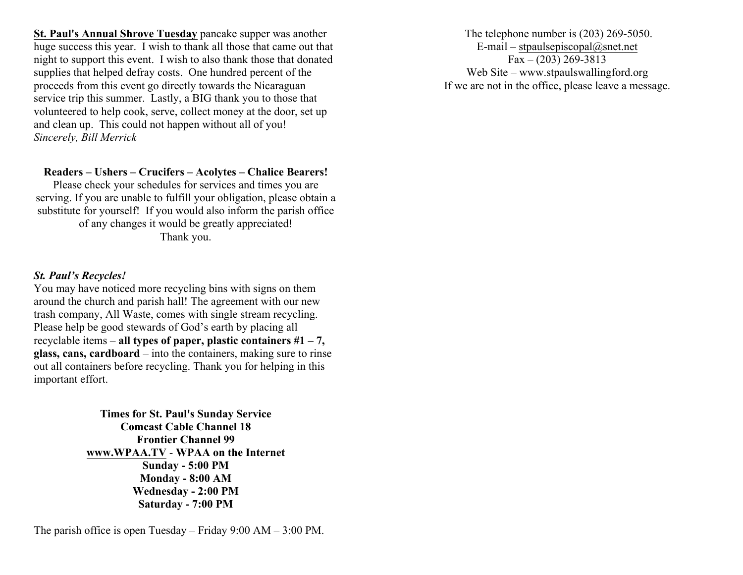**St. Paul's Annual Shrove Tuesday** pancake supper was another huge success this year. I wish to thank all those that came out that night to support this event. I wish to also thank those that donated supplies that helped defray costs. One hundred percent of the proceeds from this event go directly towards the Nicaraguan service trip this summer. Lastly, a BIG thank you to those that volunteered to help cook, serve, collect money at the door, set up and clean up. This could not happen without all of you!
*Sincerely, Bill Merrick*

**Readers – Ushers – Crucifers – Acolytes – Chalice Bearers!**
Please check your schedules for services and times you are serving. If you are unable to fulfill your obligation, please obtain a substitute for yourself! If you would also inform the parish office of any changes it would be greatly appreciated!
Thank you.

***St. Paul's Recycles!***
You may have noticed more recycling bins with signs on them around the church and parish hall! The agreement with our new trash company, All Waste, comes with single stream recycling. Please help be good stewards of God's earth by placing all recyclable items – **all types of paper, plastic containers #1 – 7, glass, cans, cardboard** – into the containers, making sure to rinse out all containers before recycling. Thank you for helping in this important effort.

**Times for St. Paul's Sunday Service**
**Comcast Cable Channel 18**
**Frontier Channel 99**
**www.WPAA.TV - WPAA on the Internet**
**Sunday - 5:00 PM**
**Monday - 8:00 AM**
**Wednesday - 2:00 PM**
**Saturday - 7:00 PM**

The parish office is open Tuesday – Friday 9:00 AM – 3:00 PM.

The telephone number is (203) 269-5050.
E-mail – stpaulsepiscopal@snet.net
Fax – (203) 269-3813
Web Site – www.stpaulswallingford.org
If we are not in the office, please leave a message.